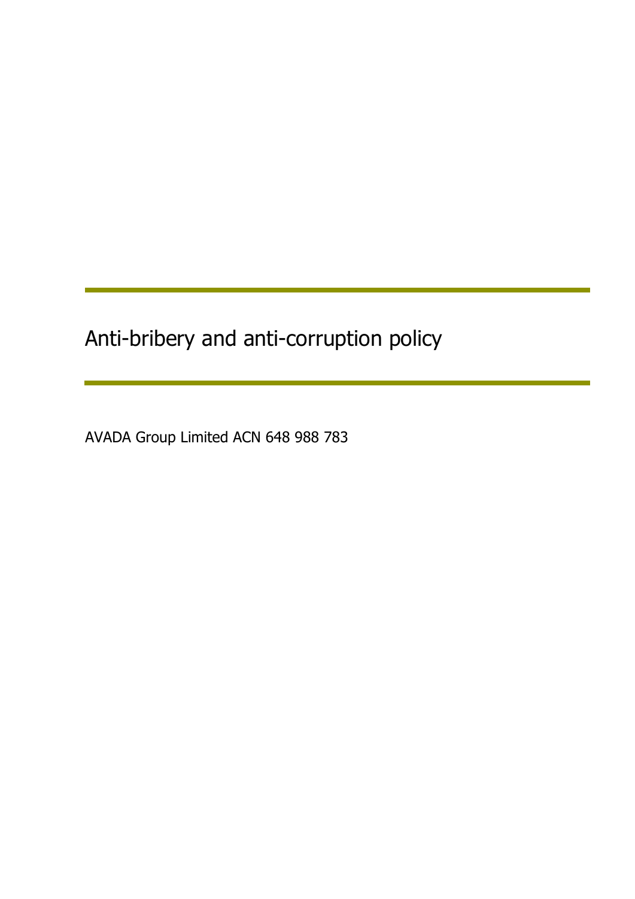# Anti-bribery and anti-corruption policy

AVADA Group Limited ACN 648 988 783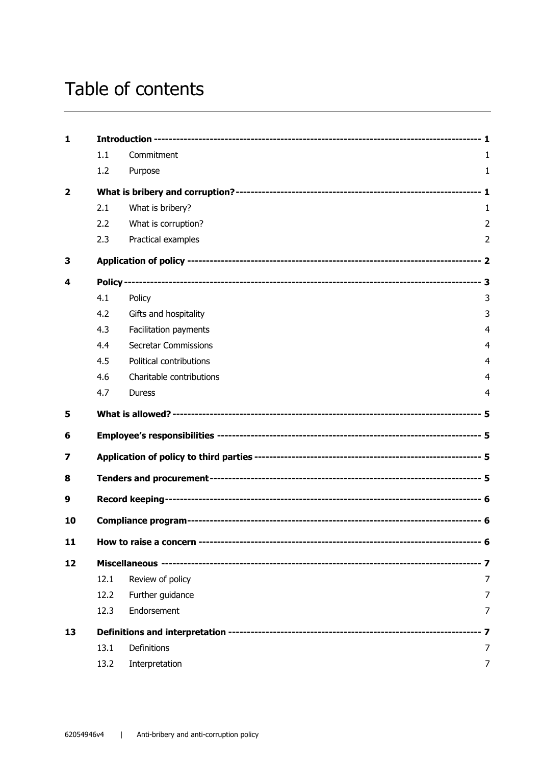# Table of contents

| | | | |
|---|---|---|---|
| **1** | **Introduction** | | **1** |
| | 1.1 | Commitment | 1 |
| | 1.2 | Purpose | 1 |
| **2** | **What is bribery and corruption?** | | **1** |
| | 2.1 | What is bribery? | 1 |
| | 2.2 | What is corruption? | 2 |
| | 2.3 | Practical examples | 2 |
| **3** | **Application of policy** | | **2** |
| **4** | **Policy** | | **3** |
| | 4.1 | Policy | 3 |
| | 4.2 | Gifts and hospitality | 3 |
| | 4.3 | Facilitation payments | 4 |
| | 4.4 | Secretar Commissions | 4 |
| | 4.5 | Political contributions | 4 |
| | 4.6 | Charitable contributions | 4 |
| | 4.7 | Duress | 4 |
| **5** | **What is allowed?** | | **5** |
| **6** | **Employee's responsibilities** | | **5** |
| **7** | **Application of policy to third parties** | | **5** |
| **8** | **Tenders and procurement** | | **5** |
| **9** | **Record keeping** | | **6** |
| **10** | **Compliance program** | | **6** |
| **11** | **How to raise a concern** | | **6** |
| **12** | **Miscellaneous** | | **7** |
| | 12.1 | Review of policy | 7 |
| | 12.2 | Further guidance | 7 |
| | 12.3 | Endorsement | 7 |
| **13** | **Definitions and interpretation** | | **7** |
| | 13.1 | Definitions | 7 |
| | 13.2 | Interpretation | 7 |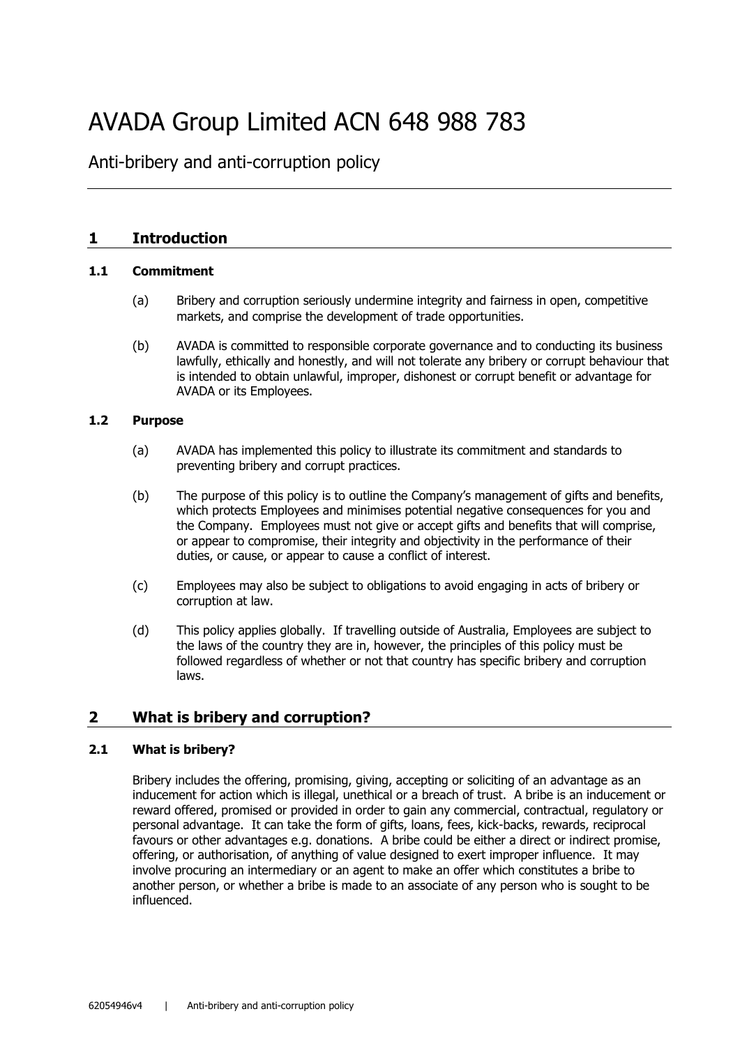# AVADA Group Limited ACN 648 988 783

Anti-bribery and anti-corruption policy

## 1 Introduction

### 1.1 Commitment

(a) Bribery and corruption seriously undermine integrity and fairness in open, competitive markets, and comprise the development of trade opportunities.

(b) AVADA is committed to responsible corporate governance and to conducting its business lawfully, ethically and honestly, and will not tolerate any bribery or corrupt behaviour that is intended to obtain unlawful, improper, dishonest or corrupt benefit or advantage for AVADA or its Employees.

### 1.2 Purpose

(a) AVADA has implemented this policy to illustrate its commitment and standards to preventing bribery and corrupt practices.

(b) The purpose of this policy is to outline the Company's management of gifts and benefits, which protects Employees and minimises potential negative consequences for you and the Company. Employees must not give or accept gifts and benefits that will comprise, or appear to compromise, their integrity and objectivity in the performance of their duties, or cause, or appear to cause a conflict of interest.

(c) Employees may also be subject to obligations to avoid engaging in acts of bribery or corruption at law.

(d) This policy applies globally. If travelling outside of Australia, Employees are subject to the laws of the country they are in, however, the principles of this policy must be followed regardless of whether or not that country has specific bribery and corruption laws.

## 2 What is bribery and corruption?

### 2.1 What is bribery?

Bribery includes the offering, promising, giving, accepting or soliciting of an advantage as an inducement for action which is illegal, unethical or a breach of trust. A bribe is an inducement or reward offered, promised or provided in order to gain any commercial, contractual, regulatory or personal advantage. It can take the form of gifts, loans, fees, kick-backs, rewards, reciprocal favours or other advantages e.g. donations. A bribe could be either a direct or indirect promise, offering, or authorisation, of anything of value designed to exert improper influence. It may involve procuring an intermediary or an agent to make an offer which constitutes a bribe to another person, or whether a bribe is made to an associate of any person who is sought to be influenced.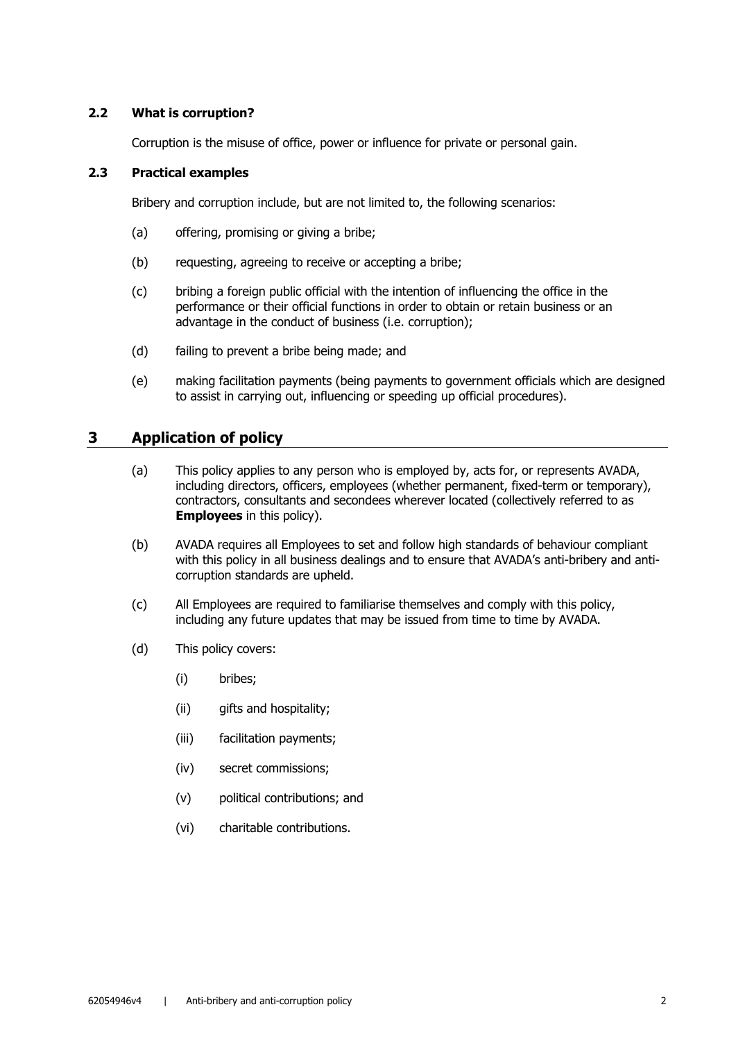### 2.2 What is corruption?

Corruption is the misuse of office, power or influence for private or personal gain.

### 2.3 Practical examples

Bribery and corruption include, but are not limited to, the following scenarios:

(a) offering, promising or giving a bribe;

(b) requesting, agreeing to receive or accepting a bribe;

(c) bribing a foreign public official with the intention of influencing the office in the performance or their official functions in order to obtain or retain business or an advantage in the conduct of business (i.e. corruption);

(d) failing to prevent a bribe being made; and

(e) making facilitation payments (being payments to government officials which are designed to assist in carrying out, influencing or speeding up official procedures).

## 3 Application of policy

(a) This policy applies to any person who is employed by, acts for, or represents AVADA, including directors, officers, employees (whether permanent, fixed-term or temporary), contractors, consultants and secondees wherever located (collectively referred to as **Employees** in this policy).

(b) AVADA requires all Employees to set and follow high standards of behaviour compliant with this policy in all business dealings and to ensure that AVADA's anti-bribery and anti-corruption standards are upheld.

(c) All Employees are required to familiarise themselves and comply with this policy, including any future updates that may be issued from time to time by AVADA.

(d) This policy covers:

  (i) bribes;

  (ii) gifts and hospitality;

  (iii) facilitation payments;

  (iv) secret commissions;

  (v) political contributions; and

  (vi) charitable contributions.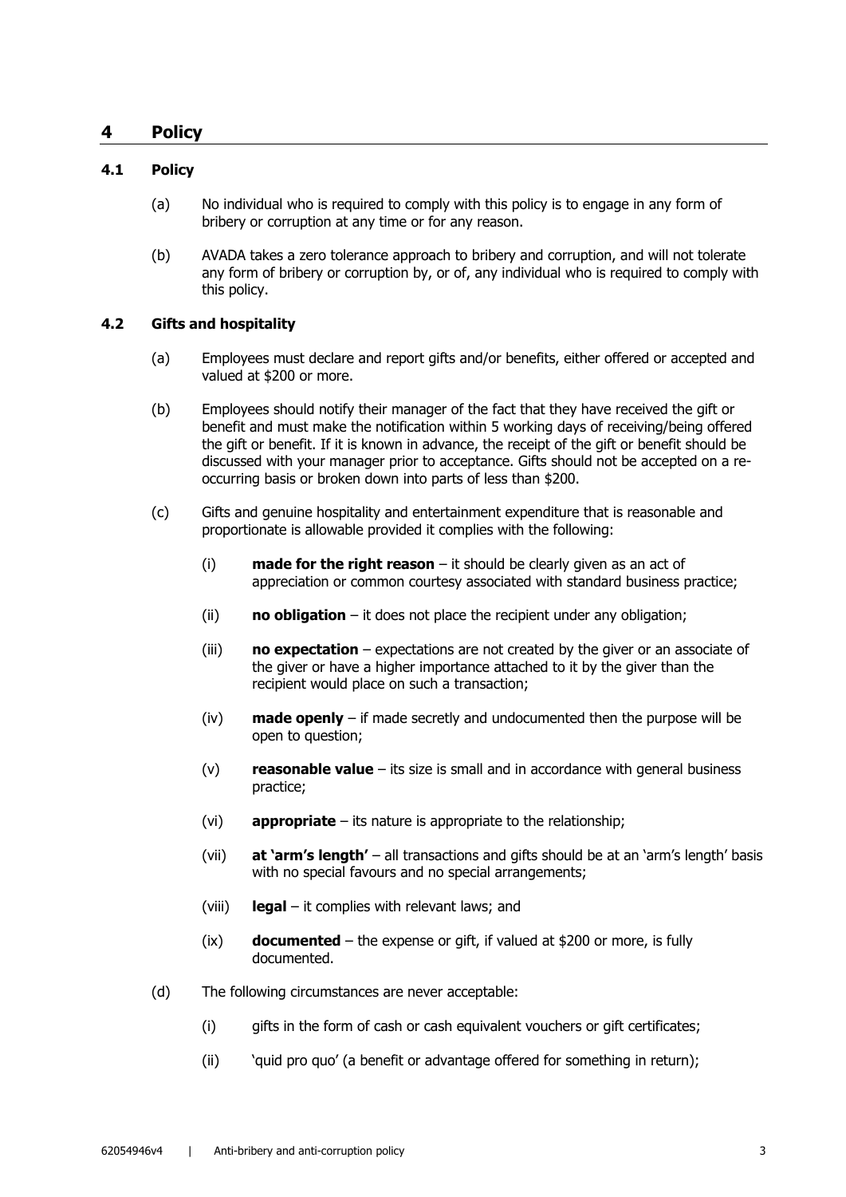## 4 Policy

### 4.1 Policy

(a) No individual who is required to comply with this policy is to engage in any form of bribery or corruption at any time or for any reason.

(b) AVADA takes a zero tolerance approach to bribery and corruption, and will not tolerate any form of bribery or corruption by, or of, any individual who is required to comply with this policy.

### 4.2 Gifts and hospitality

(a) Employees must declare and report gifts and/or benefits, either offered or accepted and valued at $200 or more.

(b) Employees should notify their manager of the fact that they have received the gift or benefit and must make the notification within 5 working days of receiving/being offered the gift or benefit. If it is known in advance, the receipt of the gift or benefit should be discussed with your manager prior to acceptance. Gifts should not be accepted on a re-occurring basis or broken down into parts of less than $200.

(c) Gifts and genuine hospitality and entertainment expenditure that is reasonable and proportionate is allowable provided it complies with the following:

   (i) **made for the right reason** – it should be clearly given as an act of appreciation or common courtesy associated with standard business practice;

   (ii) **no obligation** – it does not place the recipient under any obligation;

   (iii) **no expectation** – expectations are not created by the giver or an associate of the giver or have a higher importance attached to it by the giver than the recipient would place on such a transaction;

   (iv) **made openly** – if made secretly and undocumented then the purpose will be open to question;

   (v) **reasonable value** – its size is small and in accordance with general business practice;

   (vi) **appropriate** – its nature is appropriate to the relationship;

   (vii) **at 'arm's length'** – all transactions and gifts should be at an 'arm's length' basis with no special favours and no special arrangements;

   (viii) **legal** – it complies with relevant laws; and

   (ix) **documented** – the expense or gift, if valued at $200 or more, is fully documented.

(d) The following circumstances are never acceptable:

   (i) gifts in the form of cash or cash equivalent vouchers or gift certificates;

   (ii) 'quid pro quo' (a benefit or advantage offered for something in return);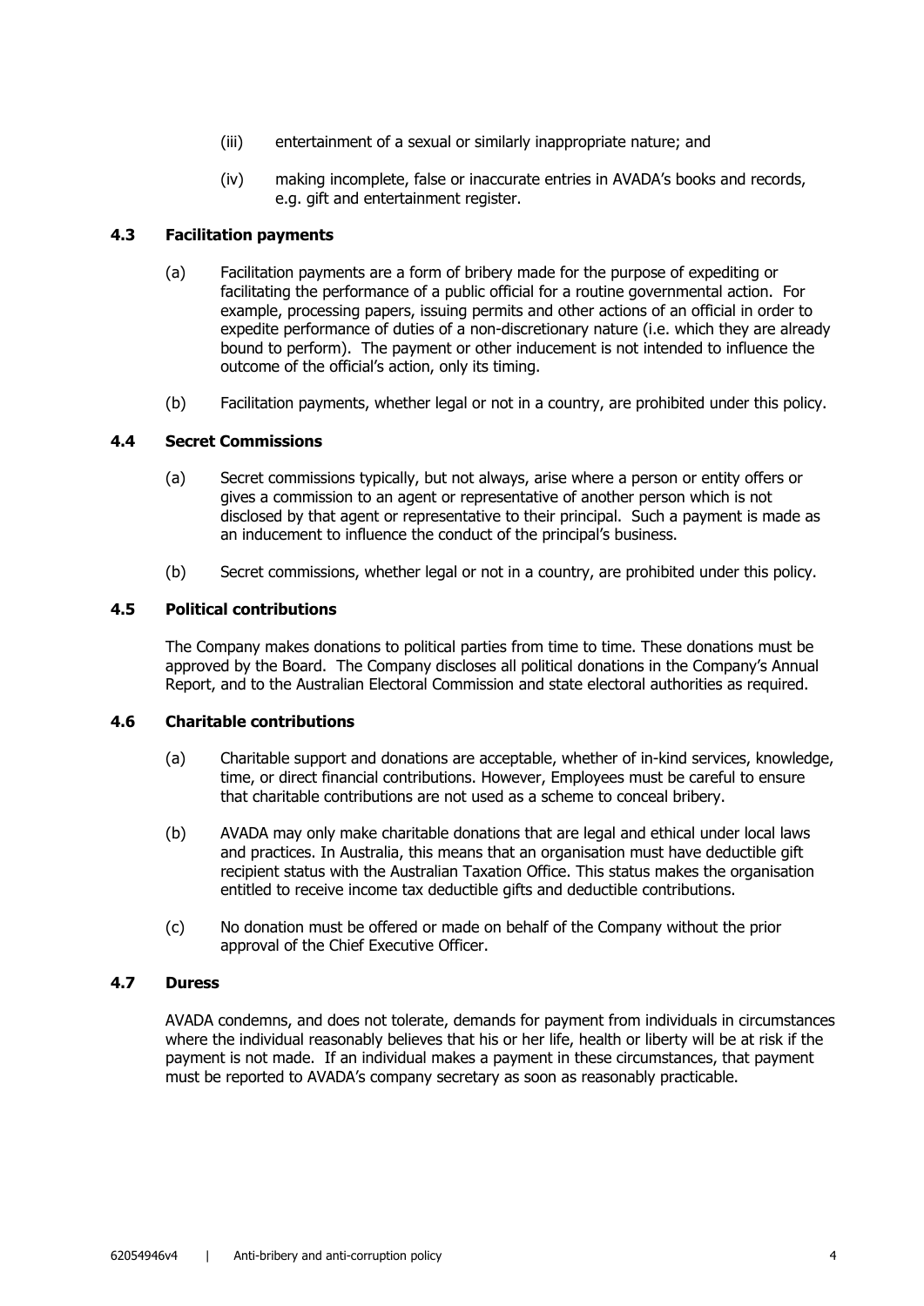(iii) entertainment of a sexual or similarly inappropriate nature; and

(iv) making incomplete, false or inaccurate entries in AVADA's books and records, e.g. gift and entertainment register.

### 4.3 Facilitation payments

(a) Facilitation payments are a form of bribery made for the purpose of expediting or facilitating the performance of a public official for a routine governmental action. For example, processing papers, issuing permits and other actions of an official in order to expedite performance of duties of a non-discretionary nature (i.e. which they are already bound to perform). The payment or other inducement is not intended to influence the outcome of the official's action, only its timing.

(b) Facilitation payments, whether legal or not in a country, are prohibited under this policy.

### 4.4 Secret Commissions

(a) Secret commissions typically, but not always, arise where a person or entity offers or gives a commission to an agent or representative of another person which is not disclosed by that agent or representative to their principal. Such a payment is made as an inducement to influence the conduct of the principal's business.

(b) Secret commissions, whether legal or not in a country, are prohibited under this policy.

### 4.5 Political contributions

The Company makes donations to political parties from time to time. These donations must be approved by the Board. The Company discloses all political donations in the Company's Annual Report, and to the Australian Electoral Commission and state electoral authorities as required.

### 4.6 Charitable contributions

(a) Charitable support and donations are acceptable, whether of in-kind services, knowledge, time, or direct financial contributions. However, Employees must be careful to ensure that charitable contributions are not used as a scheme to conceal bribery.

(b) AVADA may only make charitable donations that are legal and ethical under local laws and practices. In Australia, this means that an organisation must have deductible gift recipient status with the Australian Taxation Office. This status makes the organisation entitled to receive income tax deductible gifts and deductible contributions.

(c) No donation must be offered or made on behalf of the Company without the prior approval of the Chief Executive Officer.

### 4.7 Duress

AVADA condemns, and does not tolerate, demands for payment from individuals in circumstances where the individual reasonably believes that his or her life, health or liberty will be at risk if the payment is not made. If an individual makes a payment in these circumstances, that payment must be reported to AVADA's company secretary as soon as reasonably practicable.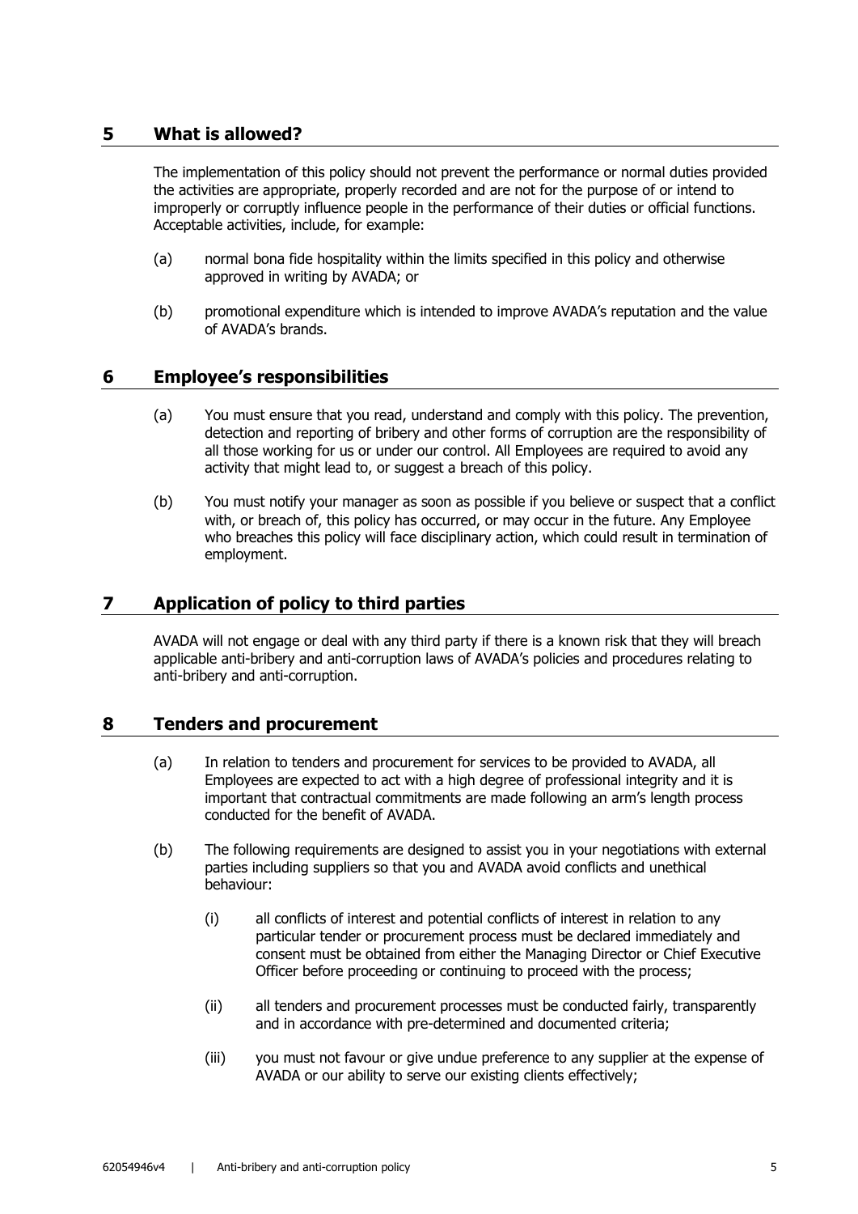## 5 What is allowed?

The implementation of this policy should not prevent the performance or normal duties provided the activities are appropriate, properly recorded and are not for the purpose of or intend to improperly or corruptly influence people in the performance of their duties or official functions. Acceptable activities, include, for example:

(a) normal bona fide hospitality within the limits specified in this policy and otherwise approved in writing by AVADA; or

(b) promotional expenditure which is intended to improve AVADA's reputation and the value of AVADA's brands.

## 6 Employee's responsibilities

(a) You must ensure that you read, understand and comply with this policy. The prevention, detection and reporting of bribery and other forms of corruption are the responsibility of all those working for us or under our control. All Employees are required to avoid any activity that might lead to, or suggest a breach of this policy.

(b) You must notify your manager as soon as possible if you believe or suspect that a conflict with, or breach of, this policy has occurred, or may occur in the future. Any Employee who breaches this policy will face disciplinary action, which could result in termination of employment.

## 7 Application of policy to third parties

AVADA will not engage or deal with any third party if there is a known risk that they will breach applicable anti-bribery and anti-corruption laws of AVADA's policies and procedures relating to anti-bribery and anti-corruption.

## 8 Tenders and procurement

(a) In relation to tenders and procurement for services to be provided to AVADA, all Employees are expected to act with a high degree of professional integrity and it is important that contractual commitments are made following an arm's length process conducted for the benefit of AVADA.

(b) The following requirements are designed to assist you in your negotiations with external parties including suppliers so that you and AVADA avoid conflicts and unethical behaviour:

   (i) all conflicts of interest and potential conflicts of interest in relation to any particular tender or procurement process must be declared immediately and consent must be obtained from either the Managing Director or Chief Executive Officer before proceeding or continuing to proceed with the process;

   (ii) all tenders and procurement processes must be conducted fairly, transparently and in accordance with pre-determined and documented criteria;

   (iii) you must not favour or give undue preference to any supplier at the expense of AVADA or our ability to serve our existing clients effectively;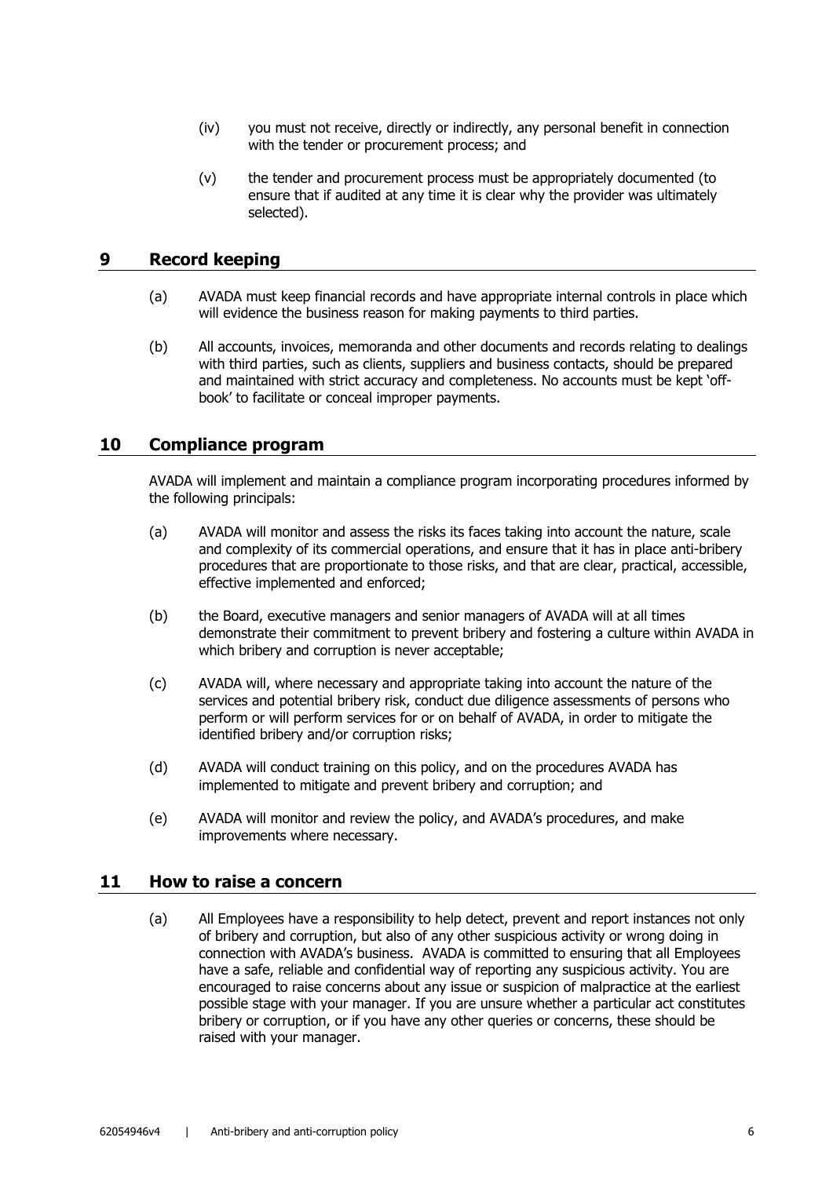(iv) you must not receive, directly or indirectly, any personal benefit in connection with the tender or procurement process; and

(v) the tender and procurement process must be appropriately documented (to ensure that if audited at any time it is clear why the provider was ultimately selected).

## 9 Record keeping

(a) AVADA must keep financial records and have appropriate internal controls in place which will evidence the business reason for making payments to third parties.

(b) All accounts, invoices, memoranda and other documents and records relating to dealings with third parties, such as clients, suppliers and business contacts, should be prepared and maintained with strict accuracy and completeness. No accounts must be kept 'off-book' to facilitate or conceal improper payments.

## 10 Compliance program

AVADA will implement and maintain a compliance program incorporating procedures informed by the following principals:

(a) AVADA will monitor and assess the risks its faces taking into account the nature, scale and complexity of its commercial operations, and ensure that it has in place anti-bribery procedures that are proportionate to those risks, and that are clear, practical, accessible, effective implemented and enforced;

(b) the Board, executive managers and senior managers of AVADA will at all times demonstrate their commitment to prevent bribery and fostering a culture within AVADA in which bribery and corruption is never acceptable;

(c) AVADA will, where necessary and appropriate taking into account the nature of the services and potential bribery risk, conduct due diligence assessments of persons who perform or will perform services for or on behalf of AVADA, in order to mitigate the identified bribery and/or corruption risks;

(d) AVADA will conduct training on this policy, and on the procedures AVADA has implemented to mitigate and prevent bribery and corruption; and

(e) AVADA will monitor and review the policy, and AVADA's procedures, and make improvements where necessary.

## 11 How to raise a concern

(a) All Employees have a responsibility to help detect, prevent and report instances not only of bribery and corruption, but also of any other suspicious activity or wrong doing in connection with AVADA's business. AVADA is committed to ensuring that all Employees have a safe, reliable and confidential way of reporting any suspicious activity. You are encouraged to raise concerns about any issue or suspicion of malpractice at the earliest possible stage with your manager. If you are unsure whether a particular act constitutes bribery or corruption, or if you have any other queries or concerns, these should be raised with your manager.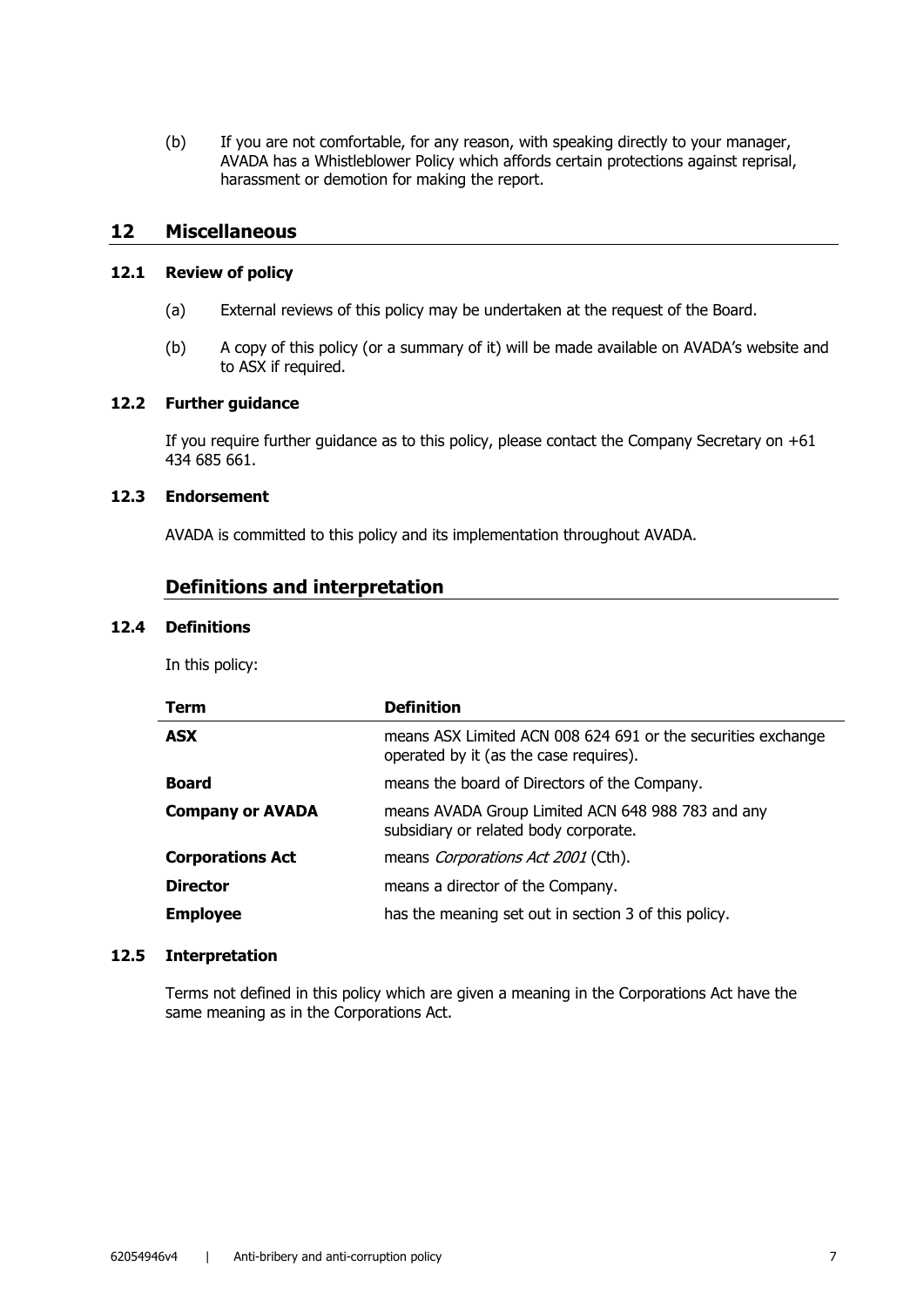(b) If you are not comfortable, for any reason, with speaking directly to your manager, AVADA has a Whistleblower Policy which affords certain protections against reprisal, harassment or demotion for making the report.

## 12 Miscellaneous

### 12.1 Review of policy

(a) External reviews of this policy may be undertaken at the request of the Board.

(b) A copy of this policy (or a summary of it) will be made available on AVADA's website and to ASX if required.

### 12.2 Further guidance

If you require further guidance as to this policy, please contact the Company Secretary on +61 434 685 661.

### 12.3 Endorsement

AVADA is committed to this policy and its implementation throughout AVADA.

## Definitions and interpretation

### 12.4 Definitions

In this policy:

| Term | Definition |
|---|---|
| **ASX** | means ASX Limited ACN 008 624 691 or the securities exchange operated by it (as the case requires). |
| **Board** | means the board of Directors of the Company. |
| **Company or AVADA** | means AVADA Group Limited ACN 648 988 783 and any subsidiary or related body corporate. |
| **Corporations Act** | means *Corporations Act 2001* (Cth). |
| **Director** | means a director of the Company. |
| **Employee** | has the meaning set out in section 3 of this policy. |

### 12.5 Interpretation

Terms not defined in this policy which are given a meaning in the Corporations Act have the same meaning as in the Corporations Act.